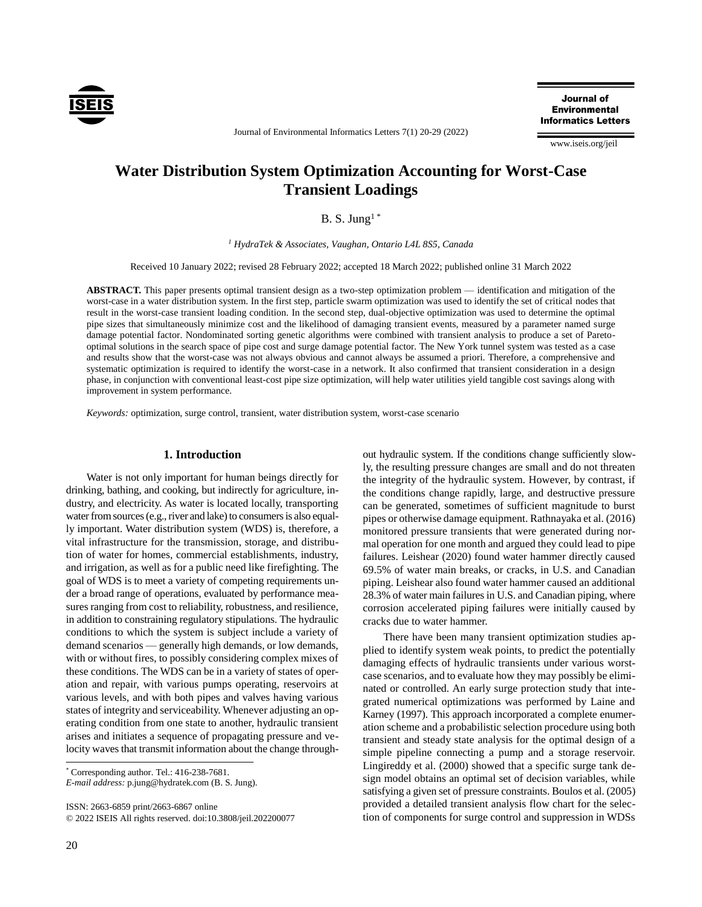# Water Distribution System Optimization Accounting for Worst-Case Transient Loadings

B. S. Jung[1 *]

[1] *HydraTek & Associates, Vaughan, Ontario L4L 8S5, Canada*

Received 10 January 2022; revised 28 February 2022; accepted 18 March 2022; published online 31 March 2022

**ABSTRACT.** This paper presents optimal transient design as a two-step optimization problem — identification and mitigation of the worst-case in a water distribution system. In the first step, particle swarm optimization was used to identify the set of critical nodes that result in the worst-case transient loading condition. In the second step, dual-objective optimization was used to determine the optimal pipe sizes that simultaneously minimize cost and the likelihood of damaging transient events, measured by a parameter named surge damage potential factor. Nondominated sorting genetic algorithms were combined with transient analysis to produce a set of Pareto-optimal solutions in the search space of pipe cost and surge damage potential factor. The New York tunnel system was tested as a case and results show that the worst-case was not always obvious and cannot always be assumed a priori. Therefore, a comprehensive and systematic optimization is required to identify the worst-case in a network. It also confirmed that transient consideration in a design phase, in conjunction with conventional least-cost pipe size optimization, will help water utilities yield tangible cost savings along with improvement in system performance.

*Keywords:* optimization, surge control, transient, water distribution system, worst-case scenario

## 1. Introduction

Water is not only important for human beings directly for drinking, bathing, and cooking, but indirectly for agriculture, industry, and electricity. As water is located locally, transporting water from sources (e.g., river and lake) to consumers is also equally important. Water distribution system (WDS) is, therefore, a vital infrastructure for the transmission, storage, and distribution of water for homes, commercial establishments, industry, and irrigation, as well as for a public need like firefighting. The goal of WDS is to meet a variety of competing requirements under a broad range of operations, evaluated by performance measures ranging from cost to reliability, robustness, and resilience, in addition to constraining regulatory stipulations. The hydraulic conditions to which the system is subject include a variety of demand scenarios — generally high demands, or low demands, with or without fires, to possibly considering complex mixes of these conditions. The WDS can be in a variety of states of operation and repair, with various pumps operating, reservoirs at various levels, and with both pipes and valves having various states of integrity and serviceability. Whenever adjusting an operating condition from one state to another, hydraulic transient arises and initiates a sequence of propagating pressure and velocity waves that transmit information about the change throughout hydraulic system. If the conditions change sufficiently slowly, the resulting pressure changes are small and do not threaten the integrity of the hydraulic system. However, by contrast, if the conditions change rapidly, large, and destructive pressure can be generated, sometimes of sufficient magnitude to burst pipes or otherwise damage equipment. Rathnayaka et al. (2016) monitored pressure transients that were generated during normal operation for one month and argued they could lead to pipe failures. Leishear (2020) found water hammer directly caused 69.5% of water main breaks, or cracks, in U.S. and Canadian piping. Leishear also found water hammer caused an additional 28.3% of water main failures in U.S. and Canadian piping, where corrosion accelerated piping failures were initially caused by cracks due to water hammer.

There have been many transient optimization studies applied to identify system weak points, to predict the potentially damaging effects of hydraulic transients under various worst-case scenarios, and to evaluate how they may possibly be eliminated or controlled. An early surge protection study that integrated numerical optimizations was performed by Laine and Karney (1997). This approach incorporated a complete enumeration scheme and a probabilistic selection procedure using both transient and steady state analysis for the optimal design of a simple pipeline connecting a pump and a storage reservoir. Lingireddy et al. (2000) showed that a specific surge tank design model obtains an optimal set of decision variables, while satisfying a given set of pressure constraints. Boulos et al. (2005) provided a detailed transient analysis flow chart for the selection of components for surge control and suppression in WDSs

---

* Corresponding author. Tel.: 416-238-7681.
*E-mail address:* p.jung@hydratek.com (B. S. Jung).

ISSN: 2663-6859 print/2663-6867 online
© 2022 ISEIS All rights reserved. doi:10.3808/jeil.202200077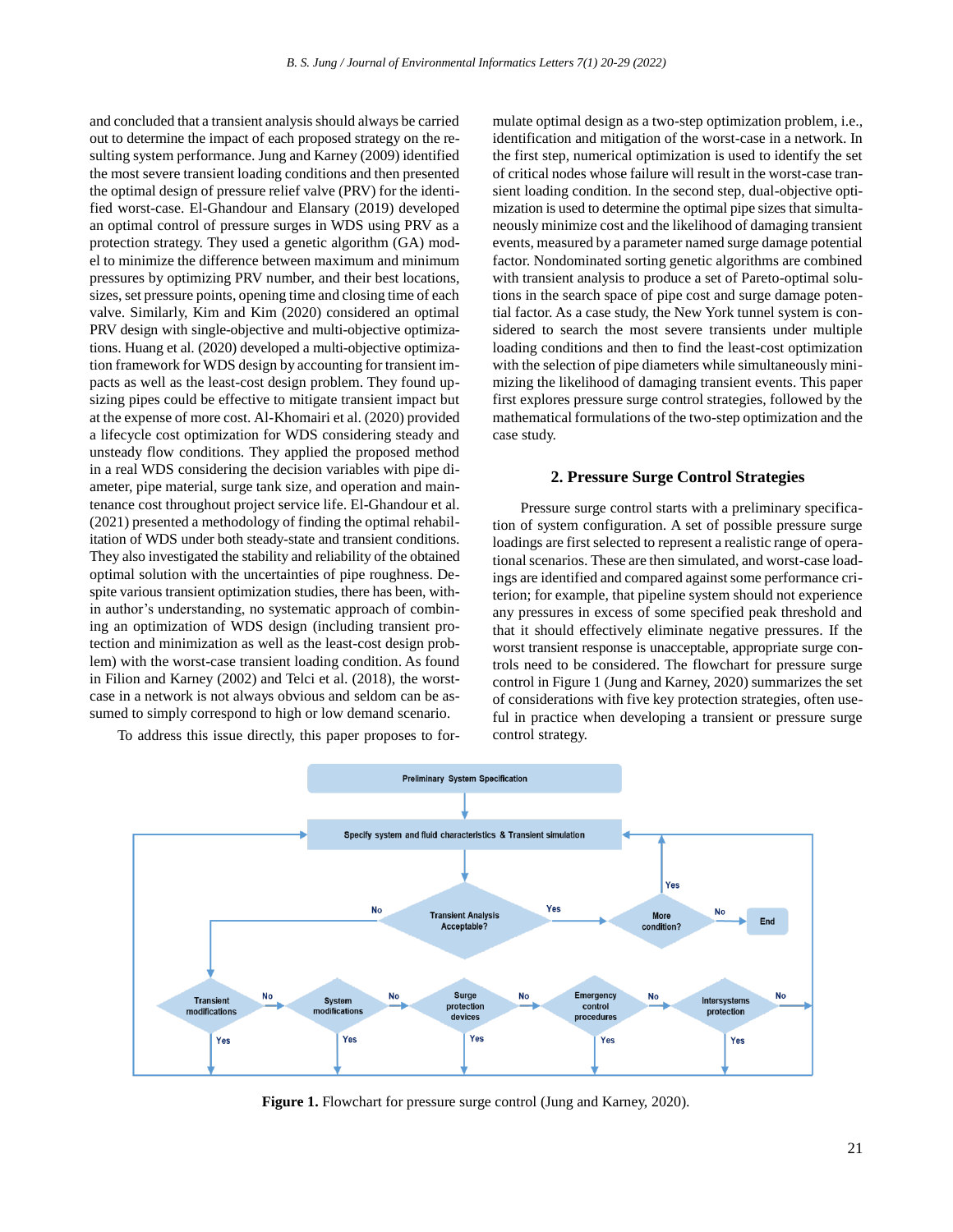and concluded that a transient analysis should always be carried out to determine the impact of each proposed strategy on the resulting system performance. Jung and Karney (2009) identified the most severe transient loading conditions and then presented the optimal design of pressure relief valve (PRV) for the identified worst-case. El-Ghandour and Elansary (2019) developed an optimal control of pressure surges in WDS using PRV as a protection strategy. They used a genetic algorithm (GA) model to minimize the difference between maximum and minimum pressures by optimizing PRV number, and their best locations, sizes, set pressure points, opening time and closing time of each valve. Similarly, Kim and Kim (2020) considered an optimal PRV design with single-objective and multi-objective optimizations. Huang et al. (2020) developed a multi-objective optimization framework for WDS design by accounting for transient impacts as well as the least-cost design problem. They found upsizing pipes could be effective to mitigate transient impact but at the expense of more cost. Al-Khomairi et al. (2020) provided a lifecycle cost optimization for WDS considering steady and unsteady flow conditions. They applied the proposed method in a real WDS considering the decision variables with pipe diameter, pipe material, surge tank size, and operation and maintenance cost throughout project service life. El-Ghandour et al. (2021) presented a methodology of finding the optimal rehabilitation of WDS under both steady-state and transient conditions. They also investigated the stability and reliability of the obtained optimal solution with the uncertainties of pipe roughness. Despite various transient optimization studies, there has been, within author's understanding, no systematic approach of combining an optimization of WDS design (including transient protection and minimization as well as the least-cost design problem) with the worst-case transient loading condition. As found in Filion and Karney (2002) and Telci et al. (2018), the worst-case in a network is not always obvious and seldom can be assumed to simply correspond to high or low demand scenario.

To address this issue directly, this paper proposes to formulate optimal design as a two-step optimization problem, i.e., identification and mitigation of the worst-case in a network. In the first step, numerical optimization is used to identify the set of critical nodes whose failure will result in the worst-case transient loading condition. In the second step, dual-objective optimization is used to determine the optimal pipe sizes that simultaneously minimize cost and the likelihood of damaging transient events, measured by a parameter named surge damage potential factor. Nondominated sorting genetic algorithms are combined with transient analysis to produce a set of Pareto-optimal solutions in the search space of pipe cost and surge damage potential factor. As a case study, the New York tunnel system is considered to search the most severe transients under multiple loading conditions and then to find the least-cost optimization with the selection of pipe diameters while simultaneously minimizing the likelihood of damaging transient events. This paper first explores pressure surge control strategies, followed by the mathematical formulations of the two-step optimization and the case study.

## 2. Pressure Surge Control Strategies

Pressure surge control starts with a preliminary specification of system configuration. A set of possible pressure surge loadings are first selected to represent a realistic range of operational scenarios. These are then simulated, and worst-case loadings are identified and compared against some performance criterion; for example, that pipeline system should not experience any pressures in excess of some specified peak threshold and that it should effectively eliminate negative pressures. If the worst transient response is unacceptable, appropriate surge controls need to be considered. The flowchart for pressure surge control in Figure 1 (Jung and Karney, 2020) summarizes the set of considerations with five key protection strategies, often useful in practice when developing a transient or pressure surge control strategy.

**Figure 1.** Flowchart for pressure surge control (Jung and Karney, 2020).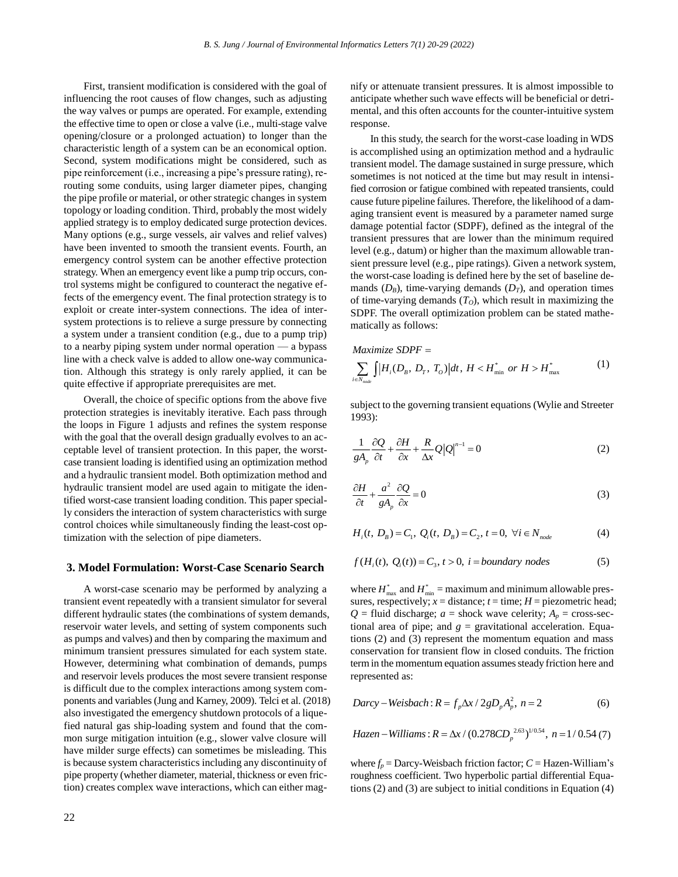First, transient modification is considered with the goal of influencing the root causes of flow changes, such as adjusting the way valves or pumps are operated. For example, extending the effective time to open or close a valve (i.e., multi-stage valve opening/closure or a prolonged actuation) to longer than the characteristic length of a system can be an economical option. Second, system modifications might be considered, such as pipe reinforcement (i.e., increasing a pipe's pressure rating), rerouting some conduits, using larger diameter pipes, changing the pipe profile or material, or other strategic changes in system topology or loading condition. Third, probably the most widely applied strategy is to employ dedicated surge protection devices. Many options (e.g., surge vessels, air valves and relief valves) have been invented to smooth the transient events. Fourth, an emergency control system can be another effective protection strategy. When an emergency event like a pump trip occurs, control systems might be configured to counteract the negative effects of the emergency event. The final protection strategy is to exploit or create inter-system connections. The idea of inter-system protections is to relieve a surge pressure by connecting a system under a transient condition (e.g., due to a pump trip) to a nearby piping system under normal operation — a bypass line with a check valve is added to allow one-way communication. Although this strategy is only rarely applied, it can be quite effective if appropriate prerequisites are met.

Overall, the choice of specific options from the above five protection strategies is inevitably iterative. Each pass through the loops in Figure 1 adjusts and refines the system response with the goal that the overall design gradually evolves to an acceptable level of transient protection. In this paper, the worst-case transient loading is identified using an optimization method and a hydraulic transient model. Both optimization method and hydraulic transient model are used again to mitigate the identified worst-case transient loading condition. This paper specially considers the interaction of system characteristics with surge control choices while simultaneously finding the least-cost optimization with the selection of pipe diameters.

## 3. Model Formulation: Worst-Case Scenario Search

A worst-case scenario may be performed by analyzing a transient event repeatedly with a transient simulator for several different hydraulic states (the combinations of system demands, reservoir water levels, and setting of system components such as pumps and valves) and then by comparing the maximum and minimum transient pressures simulated for each system state. However, determining what combination of demands, pumps and reservoir levels produces the most severe transient response is difficult due to the complex interactions among system components and variables (Jung and Karney, 2009). Telci et al. (2018) also investigated the emergency shutdown protocols of a liquefied natural gas ship-loading system and found that the common surge mitigation intuition (e.g., slower valve closure will have milder surge effects) can sometimes be misleading. This is because system characteristics including any discontinuity of pipe property (whether diameter, material, thickness or even friction) creates complex wave interactions, which can either magnify or attenuate transient pressures. It is almost impossible to anticipate whether such wave effects will be beneficial or detrimental, and this often accounts for the counter-intuitive system response.

In this study, the search for the worst-case loading in WDS is accomplished using an optimization method and a hydraulic transient model. The damage sustained in surge pressure, which sometimes is not noticed at the time but may result in intensified corrosion or fatigue combined with repeated transients, could cause future pipeline failures. Therefore, the likelihood of a damaging transient event is measured by a parameter named surge damage potential factor (SDPF), defined as the integral of the transient pressures that are lower than the minimum required level (e.g., datum) or higher than the maximum allowable transient pressure level (e.g., pipe ratings). Given a network system, the worst-case loading is defined here by the set of baseline demands ($D_B$), time-varying demands ($D_T$), and operation times of time-varying demands ($T_O$), which result in maximizing the SDPF. The overall optimization problem can be stated mathematically as follows:

$$\text{Maximize } SDPF = \sum_{i \in N_{node}} \int \left| H_i(D_B,\, D_T,\, T_O) \right| dt,\; H < H^*_{\min} \text{ or } H > H^*_{\max} \tag{1}$$

subject to the governing transient equations (Wylie and Streeter 1993):

$$\frac{1}{gA_p}\frac{\partial Q}{\partial t} + \frac{\partial H}{\partial x} + \frac{R}{\Delta x} Q\left|Q\right|^{n-1} = 0 \tag{2}$$

$$\frac{\partial H}{\partial t} + \frac{a^2}{gA_p}\frac{\partial Q}{\partial x} = 0 \tag{3}$$

$$H_i(t,\, D_B) = C_1,\; Q_i(t,\, D_B) = C_2,\; t = 0,\; \forall i \in N_{node} \tag{4}$$

$$f(H_i(t),\, Q_i(t)) = C_3,\; t > 0,\; i = boundary\ nodes \tag{5}$$

where $H^*_{\max}$ and $H^*_{\min}$ = maximum and minimum allowable pressures, respectively; $x$ = distance; $t$ = time; $H$ = piezometric head; $Q$ = fluid discharge; $a$ = shock wave celerity; $A_p$ = cross-sectional area of pipe; and $g$ = gravitational acceleration. Equations (2) and (3) represent the momentum equation and mass conservation for transient flow in closed conduits. The friction term in the momentum equation assumes steady friction here and represented as:

$$Darcy-Weisbach: R = f_p \Delta x / 2gD_p A_p^2,\; n = 2 \tag{6}$$

$$Hazen-Williams: R = \Delta x / (0.278 C D_p^{\,2.63})^{1/0.54},\; n = 1/0.54 \tag{7}$$

where $f_p$ = Darcy-Weisbach friction factor; $C$ = Hazen-William's roughness coefficient. Two hyperbolic partial differential Equations (2) and (3) are subject to initial conditions in Equation (4)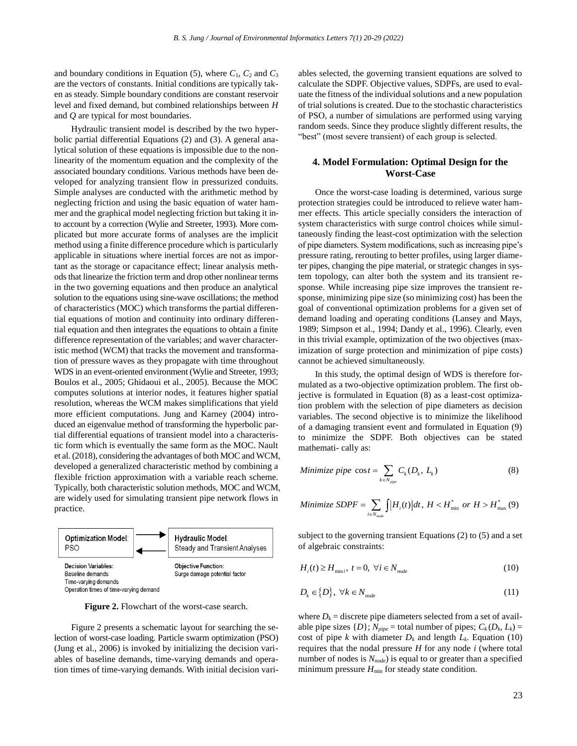and boundary conditions in Equation (5), where $C_1$, $C_2$ and $C_3$ are the vectors of constants. Initial conditions are typically taken as steady. Simple boundary conditions are constant reservoir level and fixed demand, but combined relationships between $H$ and $Q$ are typical for most boundaries.

Hydraulic transient model is described by the two hyperbolic partial differential Equations (2) and (3). A general analytical solution of these equations is impossible due to the nonlinearity of the momentum equation and the complexity of the associated boundary conditions. Various methods have been developed for analyzing transient flow in pressurized conduits. Simple analyses are conducted with the arithmetic method by neglecting friction and using the basic equation of water hammer and the graphical model neglecting friction but taking it into account by a correction (Wylie and Streeter, 1993). More complicated but more accurate forms of analyses are the implicit method using a finite difference procedure which is particularly applicable in situations where inertial forces are not as important as the storage or capacitance effect; linear analysis methods that linearize the friction term and drop other nonlinear terms in the two governing equations and then produce an analytical solution to the equations using sine-wave oscillations; the method of characteristics (MOC) which transforms the partial differential equations of motion and continuity into ordinary differential equation and then integrates the equations to obtain a finite difference representation of the variables; and waver characteristic method (WCM) that tracks the movement and transformation of pressure waves as they propagate with time throughout WDS in an event-oriented environment (Wylie and Streeter, 1993; Boulos et al., 2005; Ghidaoui et al., 2005). Because the MOC computes solutions at interior nodes, it features higher spatial resolution, whereas the WCM makes simplifications that yield more efficient computations. Jung and Karney (2004) introduced an eigenvalue method of transforming the hyperbolic partial differential equations of transient model into a characteristic form which is eventually the same form as the MOC. Nault et al. (2018), considering the advantages of both MOC and WCM, developed a generalized characteristic method by combining a flexible friction approximation with a variable reach scheme. Typically, both characteristic solution methods, MOC and WCM, are widely used for simulating transient pipe network flows in practice.

| **Optimization Model**: PSO | ⇄ | **Hydraulic Model**: Steady and Transient Analyses |
|---|---|---|
| **Decision Variables:** Baseline demands, Time-varying demands, Operation times of time-varying demand | | **Objective Function:** Surge damage potential factor |

**Figure 2.** Flowchart of the worst-case search.

Figure 2 presents a schematic layout for searching the selection of worst-case loading. Particle swarm optimization (PSO) (Jung et al., 2006) is invoked by initializing the decision variables of baseline demands, time-varying demands and operation times of time-varying demands. With initial decision variables selected, the governing transient equations are solved to calculate the SDPF. Objective values, SDPFs, are used to evaluate the fitness of the individual solutions and a new population of trial solutions is created. Due to the stochastic characteristics of PSO, a number of simulations are performed using varying random seeds. Since they produce slightly different results, the "best" (most severe transient) of each group is selected.

## 4. Model Formulation: Optimal Design for the Worst-Case

Once the worst-case loading is determined, various surge protection strategies could be introduced to relieve water hammer effects. This article specially considers the interaction of system characteristics with surge control choices while simultaneously finding the least-cost optimization with the selection of pipe diameters. System modifications, such as increasing pipe's pressure rating, rerouting to better profiles, using larger diameter pipes, changing the pipe material, or strategic changes in system topology, can alter both the system and its transient response. While increasing pipe size improves the transient response, minimizing pipe size (so minimizing cost) has been the goal of conventional optimization problems for a given set of demand loading and operating conditions (Lansey and Mays, 1989; Simpson et al., 1994; Dandy et al., 1996). Clearly, even in this trivial example, optimization of the two objectives (maximization of surge protection and minimization of pipe costs) cannot be achieved simultaneously.

In this study, the optimal design of WDS is therefore formulated as a two-objective optimization problem. The first objective is formulated in Equation (8) as a least-cost optimization problem with the selection of pipe diameters as decision variables. The second objective is to minimize the likelihood of a damaging transient event and formulated in Equation (9) to minimize the SDPF. Both objectives can be stated mathemati- cally as:

$$Minimize\ pipe\ \cos t = \sum_{k \in N_{pipe}} C_k(D_k,\ L_k) \tag{8}$$

$$Minimize\ SDPF = \sum_{i \in N_{node}} \int |H_i(t)| dt,\ H < H^*_{\min}\ or\ H > H^*_{\max} \tag{9}$$

subject to the governing transient Equations (2) to (5) and a set of algebraic constraints:

$$H_i(t) \geq H_{\min i},\ t = 0,\ \forall i \in N_{node} \tag{10}$$

$$D_k \in \{D\},\ \forall k \in N_{node} \tag{11}$$

where $D_k$ = discrete pipe diameters selected from a set of available pipe sizes $\{D\}$; $N_{pipe}$ = total number of pipes; $C_k(D_k, L_k)$ = cost of pipe $k$ with diameter $D_k$ and length $L_k$. Equation (10) requires that the nodal pressure $H$ for any node $i$ (where total number of nodes is $N_{node}$) is equal to or greater than a specified minimum pressure $H_{\min}$ for steady state condition.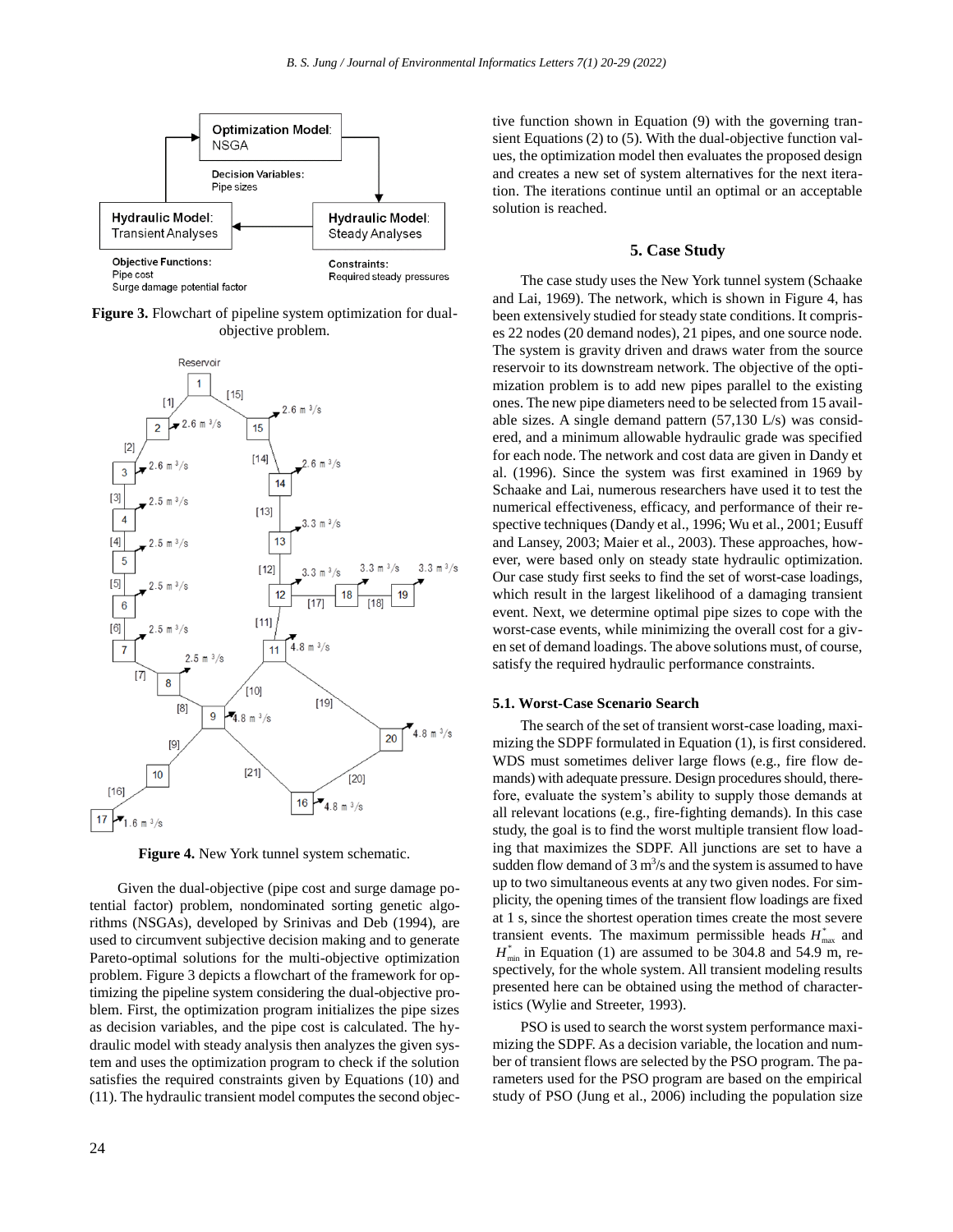Figure 3. Flowchart of pipeline system optimization for dual-objective problem.

Figure 4. New York tunnel system schematic.

Given the dual-objective (pipe cost and surge damage potential factor) problem, nondominated sorting genetic algorithms (NSGAs), developed by Srinivas and Deb (1994), are used to circumvent subjective decision making and to generate Pareto-optimal solutions for the multi-objective optimization problem. Figure 3 depicts a flowchart of the framework for optimizing the pipeline system considering the dual-objective problem. First, the optimization program initializes the pipe sizes as decision variables, and the pipe cost is calculated. The hydraulic model with steady analysis then analyzes the given system and uses the optimization program to check if the solution satisfies the required constraints given by Equations (10) and (11). The hydraulic transient model computes the second objective function shown in Equation (9) with the governing transient Equations (2) to (5). With the dual-objective function values, the optimization model then evaluates the proposed design and creates a new set of system alternatives for the next iteration. The iterations continue until an optimal or an acceptable solution is reached.

## 5. Case Study

The case study uses the New York tunnel system (Schaake and Lai, 1969). The network, which is shown in Figure 4, has been extensively studied for steady state conditions. It comprises 22 nodes (20 demand nodes), 21 pipes, and one source node. The system is gravity driven and draws water from the source reservoir to its downstream network. The objective of the optimization problem is to add new pipes parallel to the existing ones. The new pipe diameters need to be selected from 15 available sizes. A single demand pattern (57,130 L/s) was considered, and a minimum allowable hydraulic grade was specified for each node. The network and cost data are given in Dandy et al. (1996). Since the system was first examined in 1969 by Schaake and Lai, numerous researchers have used it to test the numerical effectiveness, efficacy, and performance of their respective techniques (Dandy et al., 1996; Wu et al., 2001; Eusuff and Lansey, 2003; Maier et al., 2003). These approaches, however, were based only on steady state hydraulic optimization. Our case study first seeks to find the set of worst-case loadings, which result in the largest likelihood of a damaging transient event. Next, we determine optimal pipe sizes to cope with the worst-case events, while minimizing the overall cost for a given set of demand loadings. The above solutions must, of course, satisfy the required hydraulic performance constraints.

### 5.1. Worst-Case Scenario Search

The search of the set of transient worst-case loading, maximizing the SDPF formulated in Equation (1), is first considered. WDS must sometimes deliver large flows (e.g., fire flow demands) with adequate pressure. Design procedures should, therefore, evaluate the system's ability to supply those demands at all relevant locations (e.g., fire-fighting demands). In this case study, the goal is to find the worst multiple transient flow loading that maximizes the SDPF. All junctions are set to have a sudden flow demand of 3 $m^3$/s and the system is assumed to have up to two simultaneous events at any two given nodes. For simplicity, the opening times of the transient flow loadings are fixed at 1 s, since the shortest operation times create the most severe transient events. The maximum permissible heads $H^*_{\max}$ and $H^*_{\min}$ in Equation (1) are assumed to be 304.8 and 54.9 m, respectively, for the whole system. All transient modeling results presented here can be obtained using the method of characteristics (Wylie and Streeter, 1993).

PSO is used to search the worst system performance maximizing the SDPF. As a decision variable, the location and number of transient flows are selected by the PSO program. The parameters used for the PSO program are based on the empirical study of PSO (Jung et al., 2006) including the population size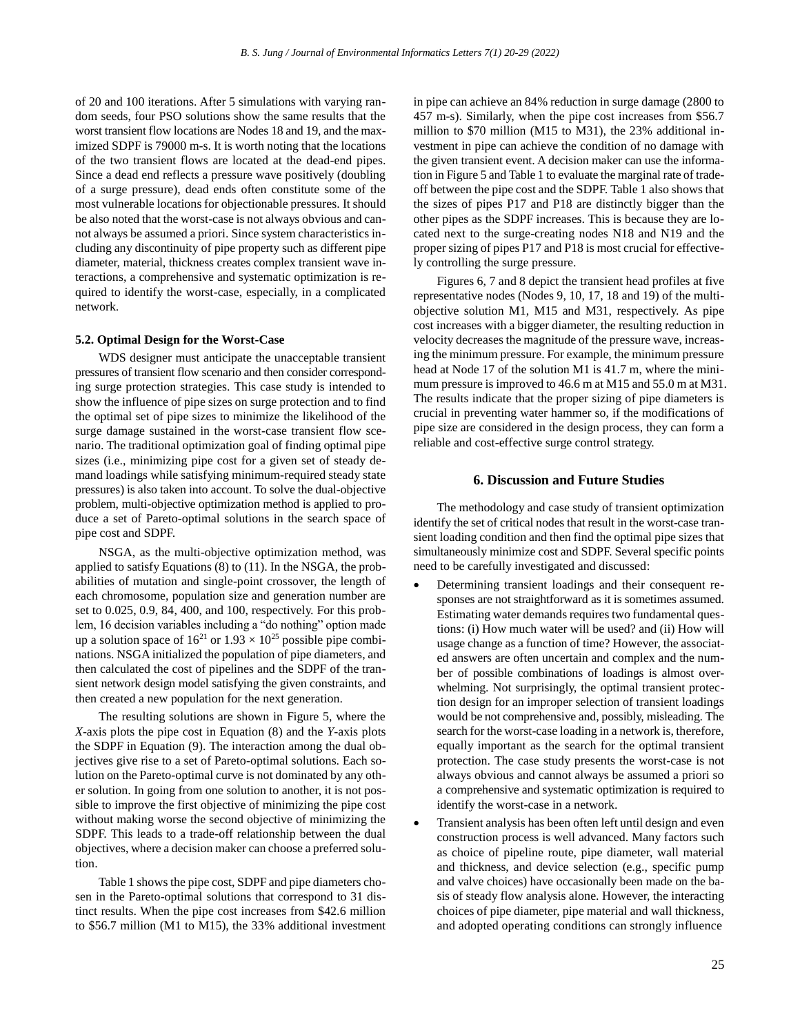of 20 and 100 iterations. After 5 simulations with varying random seeds, four PSO solutions show the same results that the worst transient flow locations are Nodes 18 and 19, and the maximized SDPF is 79000 m-s. It is worth noting that the locations of the two transient flows are located at the dead-end pipes. Since a dead end reflects a pressure wave positively (doubling of a surge pressure), dead ends often constitute some of the most vulnerable locations for objectionable pressures. It should be also noted that the worst-case is not always obvious and cannot always be assumed a priori. Since system characteristics including any discontinuity of pipe property such as different pipe diameter, material, thickness creates complex transient wave interactions, a comprehensive and systematic optimization is required to identify the worst-case, especially, in a complicated network.

### 5.2. Optimal Design for the Worst-Case

WDS designer must anticipate the unacceptable transient pressures of transient flow scenario and then consider corresponding surge protection strategies. This case study is intended to show the influence of pipe sizes on surge protection and to find the optimal set of pipe sizes to minimize the likelihood of the surge damage sustained in the worst-case transient flow scenario. The traditional optimization goal of finding optimal pipe sizes (i.e., minimizing pipe cost for a given set of steady demand loadings while satisfying minimum-required steady state pressures) is also taken into account. To solve the dual-objective problem, multi-objective optimization method is applied to produce a set of Pareto-optimal solutions in the search space of pipe cost and SDPF.

NSGA, as the multi-objective optimization method, was applied to satisfy Equations (8) to (11). In the NSGA, the probabilities of mutation and single-point crossover, the length of each chromosome, population size and generation number are set to 0.025, 0.9, 84, 400, and 100, respectively. For this problem, 16 decision variables including a "do nothing" option made up a solution space of $16^{21}$ or $1.93 \times 10^{25}$ possible pipe combinations. NSGA initialized the population of pipe diameters, and then calculated the cost of pipelines and the SDPF of the transient network design model satisfying the given constraints, and then created a new population for the next generation.

The resulting solutions are shown in Figure 5, where the *X*-axis plots the pipe cost in Equation (8) and the *Y*-axis plots the SDPF in Equation (9). The interaction among the dual objectives give rise to a set of Pareto-optimal solutions. Each solution on the Pareto-optimal curve is not dominated by any other solution. In going from one solution to another, it is not possible to improve the first objective of minimizing the pipe cost without making worse the second objective of minimizing the SDPF. This leads to a trade-off relationship between the dual objectives, where a decision maker can choose a preferred solution.

Table 1 shows the pipe cost, SDPF and pipe diameters chosen in the Pareto-optimal solutions that correspond to 31 distinct results. When the pipe cost increases from \$42.6 million to \$56.7 million (M1 to M15), the 33% additional investment in pipe can achieve an 84% reduction in surge damage (2800 to 457 m-s). Similarly, when the pipe cost increases from \$56.7 million to \$70 million (M15 to M31), the 23% additional investment in pipe can achieve the condition of no damage with the given transient event. A decision maker can use the information in Figure 5 and Table 1 to evaluate the marginal rate of trade-off between the pipe cost and the SDPF. Table 1 also shows that the sizes of pipes P17 and P18 are distinctly bigger than the other pipes as the SDPF increases. This is because they are located next to the surge-creating nodes N18 and N19 and the proper sizing of pipes P17 and P18 is most crucial for effectively controlling the surge pressure.

Figures 6, 7 and 8 depict the transient head profiles at five representative nodes (Nodes 9, 10, 17, 18 and 19) of the multi-objective solution M1, M15 and M31, respectively. As pipe cost increases with a bigger diameter, the resulting reduction in velocity decreases the magnitude of the pressure wave, increasing the minimum pressure. For example, the minimum pressure head at Node 17 of the solution M1 is 41.7 m, where the minimum pressure is improved to 46.6 m at M15 and 55.0 m at M31. The results indicate that the proper sizing of pipe diameters is crucial in preventing water hammer so, if the modifications of pipe size are considered in the design process, they can form a reliable and cost-effective surge control strategy.

## 6. Discussion and Future Studies

The methodology and case study of transient optimization identify the set of critical nodes that result in the worst-case transient loading condition and then find the optimal pipe sizes that simultaneously minimize cost and SDPF. Several specific points need to be carefully investigated and discussed:

- Determining transient loadings and their consequent responses are not straightforward as it is sometimes assumed. Estimating water demands requires two fundamental questions: (i) How much water will be used? and (ii) How will usage change as a function of time? However, the associated answers are often uncertain and complex and the number of possible combinations of loadings is almost overwhelming. Not surprisingly, the optimal transient protection design for an improper selection of transient loadings would be not comprehensive and, possibly, misleading. The search for the worst-case loading in a network is, therefore, equally important as the search for the optimal transient protection. The case study presents the worst-case is not always obvious and cannot always be assumed a priori so a comprehensive and systematic optimization is required to identify the worst-case in a network.
- Transient analysis has been often left until design and even construction process is well advanced. Many factors such as choice of pipeline route, pipe diameter, wall material and thickness, and device selection (e.g., specific pump and valve choices) have occasionally been made on the basis of steady flow analysis alone. However, the interacting choices of pipe diameter, pipe material and wall thickness, and adopted operating conditions can strongly influence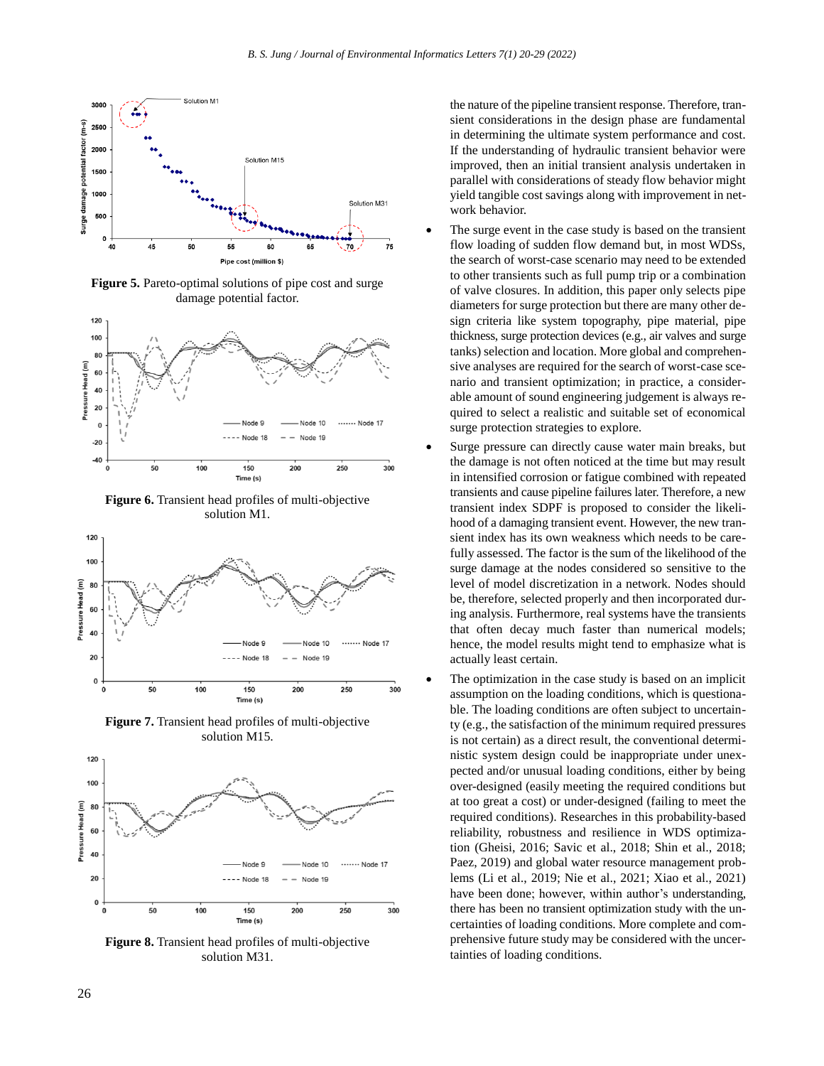Figure 5. Pareto-optimal solutions of pipe cost and surge damage potential factor.

Figure 6. Transient head profiles of multi-objective solution M1.

Figure 7. Transient head profiles of multi-objective solution M15.

Figure 8. Transient head profiles of multi-objective solution M31.

the nature of the pipeline transient response. Therefore, transient considerations in the design phase are fundamental in determining the ultimate system performance and cost. If the understanding of hydraulic transient behavior were improved, then an initial transient analysis undertaken in parallel with considerations of steady flow behavior might yield tangible cost savings along with improvement in network behavior.

- The surge event in the case study is based on the transient flow loading of sudden flow demand but, in most WDSs, the search of worst-case scenario may need to be extended to other transients such as full pump trip or a combination of valve closures. In addition, this paper only selects pipe diameters for surge protection but there are many other design criteria like system topography, pipe material, pipe thickness, surge protection devices (e.g., air valves and surge tanks) selection and location. More global and comprehensive analyses are required for the search of worst-case scenario and transient optimization; in practice, a considerable amount of sound engineering judgement is always required to select a realistic and suitable set of economical surge protection strategies to explore.
- Surge pressure can directly cause water main breaks, but the damage is not often noticed at the time but may result in intensified corrosion or fatigue combined with repeated transients and cause pipeline failures later. Therefore, a new transient index SDPF is proposed to consider the likelihood of a damaging transient event. However, the new transient index has its own weakness which needs to be carefully assessed. The factor is the sum of the likelihood of the surge damage at the nodes considered so sensitive to the level of model discretization in a network. Nodes should be, therefore, selected properly and then incorporated during analysis. Furthermore, real systems have the transients that often decay much faster than numerical models; hence, the model results might tend to emphasize what is actually least certain.
- The optimization in the case study is based on an implicit assumption on the loading conditions, which is questionable. The loading conditions are often subject to uncertainty (e.g., the satisfaction of the minimum required pressures is not certain) as a direct result, the conventional deterministic system design could be inappropriate under unexpected and/or unusual loading conditions, either by being over-designed (easily meeting the required conditions but at too great a cost) or under-designed (failing to meet the required conditions). Researches in this probability-based reliability, robustness and resilience in WDS optimization (Gheisi, 2016; Savic et al., 2018; Shin et al., 2018; Paez, 2019) and global water resource management problems (Li et al., 2019; Nie et al., 2021; Xiao et al., 2021) have been done; however, within author's understanding, there has been no transient optimization study with the uncertainties of loading conditions. More complete and comprehensive future study may be considered with the uncertainties of loading conditions.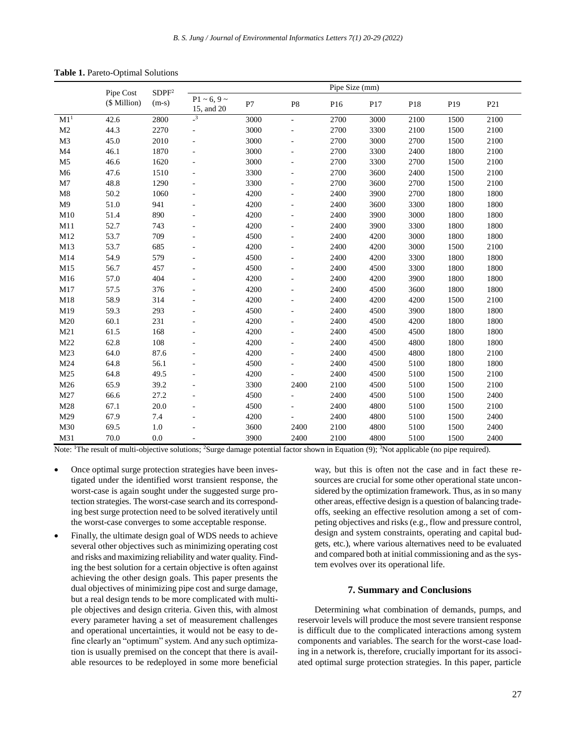**Table 1.** Pareto-Optimal Solutions

| | Pipe Cost ($ Million) | SDPF[2] (m-s) | Pipe Size (mm) | | | | | | | |
|---|---|---|---|---|---|---|---|---|---|---|
| | | | P1 ~ 6, 9 ~ 15, and 20 | P7 | P8 | P16 | P17 | P18 | P19 | P21 |
| M1[1] | 42.6 | 2800 | -[3] | 3000 | - | 2700 | 3000 | 2100 | 1500 | 2100 |
| M2 | 44.3 | 2270 | - | 3000 | - | 2700 | 3300 | 2100 | 1500 | 2100 |
| M3 | 45.0 | 2010 | - | 3000 | - | 2700 | 3000 | 2700 | 1500 | 2100 |
| M4 | 46.1 | 1870 | - | 3000 | - | 2700 | 3300 | 2400 | 1800 | 2100 |
| M5 | 46.6 | 1620 | - | 3000 | - | 2700 | 3300 | 2700 | 1500 | 2100 |
| M6 | 47.6 | 1510 | - | 3300 | - | 2700 | 3600 | 2400 | 1500 | 2100 |
| M7 | 48.8 | 1290 | - | 3300 | - | 2700 | 3600 | 2700 | 1500 | 2100 |
| M8 | 50.2 | 1060 | - | 4200 | - | 2400 | 3900 | 2700 | 1800 | 1800 |
| M9 | 51.0 | 941 | - | 4200 | - | 2400 | 3600 | 3300 | 1800 | 1800 |
| M10 | 51.4 | 890 | - | 4200 | - | 2400 | 3900 | 3000 | 1800 | 1800 |
| M11 | 52.7 | 743 | - | 4200 | - | 2400 | 3900 | 3300 | 1800 | 1800 |
| M12 | 53.7 | 709 | - | 4500 | - | 2400 | 4200 | 3000 | 1800 | 1800 |
| M13 | 53.7 | 685 | - | 4200 | - | 2400 | 4200 | 3000 | 1500 | 2100 |
| M14 | 54.9 | 579 | - | 4500 | - | 2400 | 4200 | 3300 | 1800 | 1800 |
| M15 | 56.7 | 457 | - | 4500 | - | 2400 | 4500 | 3300 | 1800 | 1800 |
| M16 | 57.0 | 404 | - | 4200 | - | 2400 | 4200 | 3900 | 1800 | 1800 |
| M17 | 57.5 | 376 | - | 4200 | - | 2400 | 4500 | 3600 | 1800 | 1800 |
| M18 | 58.9 | 314 | - | 4200 | - | 2400 | 4200 | 4200 | 1500 | 2100 |
| M19 | 59.3 | 293 | - | 4500 | - | 2400 | 4500 | 3900 | 1800 | 1800 |
| M20 | 60.1 | 231 | - | 4200 | - | 2400 | 4500 | 4200 | 1800 | 1800 |
| M21 | 61.5 | 168 | - | 4200 | - | 2400 | 4500 | 4500 | 1800 | 1800 |
| M22 | 62.8 | 108 | - | 4200 | - | 2400 | 4500 | 4800 | 1800 | 1800 |
| M23 | 64.0 | 87.6 | - | 4200 | - | 2400 | 4500 | 4800 | 1800 | 2100 |
| M24 | 64.8 | 56.1 | - | 4500 | - | 2400 | 4500 | 5100 | 1800 | 1800 |
| M25 | 64.8 | 49.5 | - | 4200 | - | 2400 | 4500 | 5100 | 1500 | 2100 |
| M26 | 65.9 | 39.2 | - | 3300 | 2400 | 2100 | 4500 | 5100 | 1500 | 2100 |
| M27 | 66.6 | 27.2 | - | 4500 | - | 2400 | 4500 | 5100 | 1500 | 2400 |
| M28 | 67.1 | 20.0 | - | 4500 | - | 2400 | 4800 | 5100 | 1500 | 2100 |
| M29 | 67.9 | 7.4 | - | 4200 | - | 2400 | 4800 | 5100 | 1500 | 2400 |
| M30 | 69.5 | 1.0 | - | 3600 | 2400 | 2100 | 4800 | 5100 | 1500 | 2400 |
| M31 | 70.0 | 0.0 | - | 3900 | 2400 | 2100 | 4800 | 5100 | 1500 | 2400 |

Note: [1]The result of multi-objective solutions; [2]Surge damage potential factor shown in Equation (9); [3]Not applicable (no pipe required).

- Once optimal surge protection strategies have been investigated under the identified worst transient response, the worst-case is again sought under the suggested surge protection strategies. The worst-case search and its corresponding best surge protection need to be solved iteratively until the worst-case converges to some acceptable response.
- Finally, the ultimate design goal of WDS needs to achieve several other objectives such as minimizing operating cost and risks and maximizing reliability and water quality. Finding the best solution for a certain objective is often against achieving the other design goals. This paper presents the dual objectives of minimizing pipe cost and surge damage, but a real design tends to be more complicated with multiple objectives and design criteria. Given this, with almost every parameter having a set of measurement challenges and operational uncertainties, it would not be easy to define clearly an "optimum" system. And any such optimization is usually premised on the concept that there is available resources to be redeployed in some more beneficial way, but this is often not the case and in fact these resources are crucial for some other operational state unconsidered by the optimization framework. Thus, as in so many other areas, effective design is a question of balancing tradeoffs, seeking an effective resolution among a set of competing objectives and risks (e.g., flow and pressure control, design and system constraints, operating and capital budgets, etc.), where various alternatives need to be evaluated and compared both at initial commissioning and as the system evolves over its operational life.

## 7. Summary and Conclusions

Determining what combination of demands, pumps, and reservoir levels will produce the most severe transient response is difficult due to the complicated interactions among system components and variables. The search for the worst-case loading in a network is, therefore, crucially important for its associated optimal surge protection strategies. In this paper, particle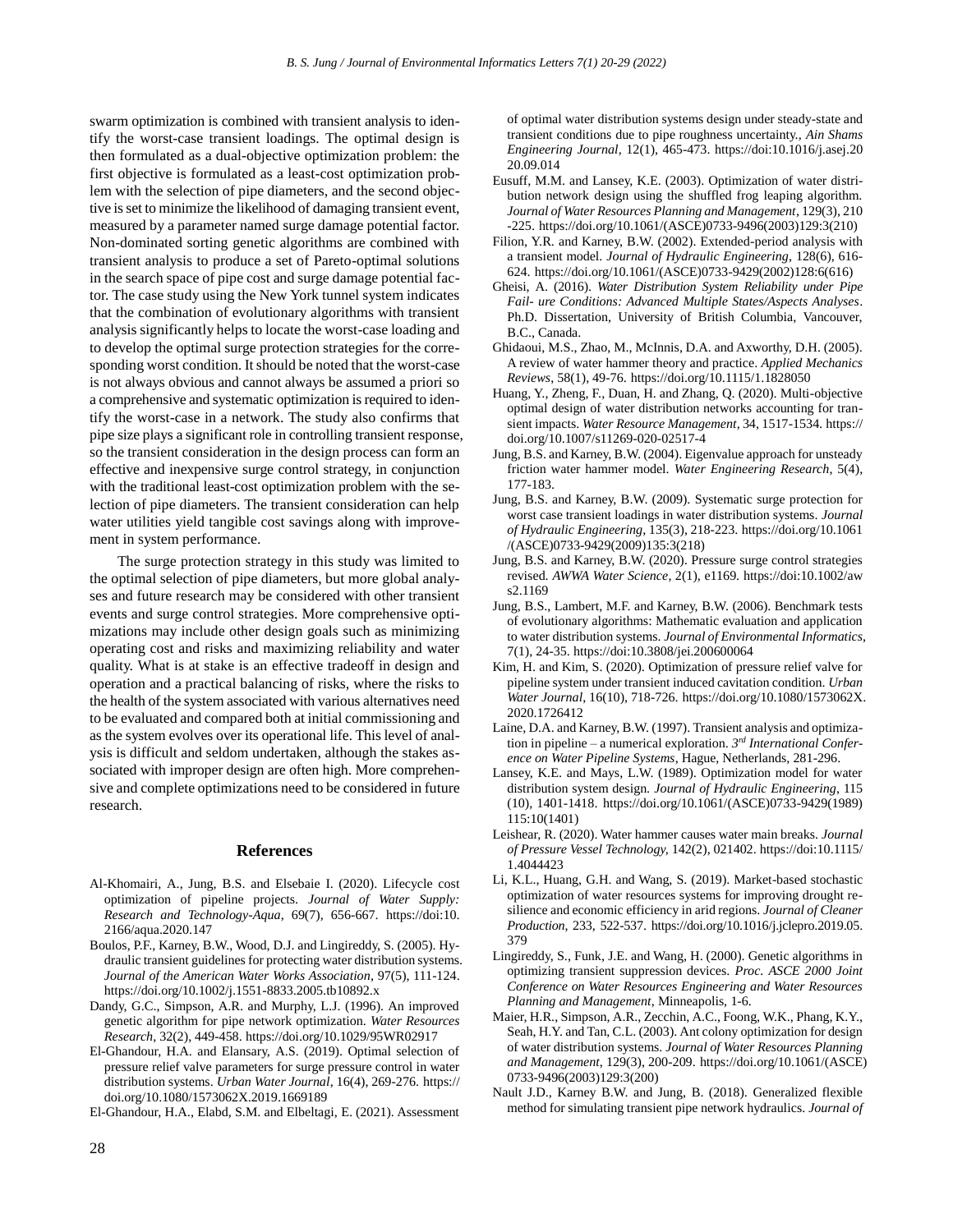swarm optimization is combined with transient analysis to identify the worst-case transient loadings. The optimal design is then formulated as a dual-objective optimization problem: the first objective is formulated as a least-cost optimization problem with the selection of pipe diameters, and the second objective is set to minimize the likelihood of damaging transient event, measured by a parameter named surge damage potential factor. Non-dominated sorting genetic algorithms are combined with transient analysis to produce a set of Pareto-optimal solutions in the search space of pipe cost and surge damage potential factor. The case study using the New York tunnel system indicates that the combination of evolutionary algorithms with transient analysis significantly helps to locate the worst-case loading and to develop the optimal surge protection strategies for the corresponding worst condition. It should be noted that the worst-case is not always obvious and cannot always be assumed a priori so a comprehensive and systematic optimization is required to identify the worst-case in a network. The study also confirms that pipe size plays a significant role in controlling transient response, so the transient consideration in the design process can form an effective and inexpensive surge control strategy, in conjunction with the traditional least-cost optimization problem with the selection of pipe diameters. The transient consideration can help water utilities yield tangible cost savings along with improvement in system performance.

The surge protection strategy in this study was limited to the optimal selection of pipe diameters, but more global analyses and future research may be considered with other transient events and surge control strategies. More comprehensive optimizations may include other design goals such as minimizing operating cost and risks and maximizing reliability and water quality. What is at stake is an effective tradeoff in design and operation and a practical balancing of risks, where the risks to the health of the system associated with various alternatives need to be evaluated and compared both at initial commissioning and as the system evolves over its operational life. This level of analysis is difficult and seldom undertaken, although the stakes associated with improper design are often high. More comprehensive and complete optimizations need to be considered in future research.

## References

Al-Khomairi, A., Jung, B.S. and Elsebaie I. (2020). Lifecycle cost optimization of pipeline projects. *Journal of Water Supply: Research and Technology-Aqua*, 69(7), 656-667. https://doi:10.2166/aqua.2020.147

Boulos, P.F., Karney, B.W., Wood, D.J. and Lingireddy, S. (2005). Hydraulic transient guidelines for protecting water distribution systems. *Journal of the American Water Works Association*, 97(5), 111-124. https://doi.org/10.1002/j.1551-8833.2005.tb10892.x

Dandy, G.C., Simpson, A.R. and Murphy, L.J. (1996). An improved genetic algorithm for pipe network optimization. *Water Resources Research*, 32(2), 449-458. https://doi.org/10.1029/95WR02917

El-Ghandour, H.A. and Elansary, A.S. (2019). Optimal selection of pressure relief valve parameters for surge pressure control in water distribution systems. *Urban Water Journal*, 16(4), 269-276. https://doi.org/10.1080/1573062X.2019.1669189

El-Ghandour, H.A., Elabd, S.M. and Elbeltagi, E. (2021). Assessment of optimal water distribution systems design under steady-state and transient conditions due to pipe roughness uncertainty., *Ain Shams Engineering Journal*, 12(1), 465-473. https://doi:10.1016/j.asej.2020.09.014

Eusuff, M.M. and Lansey, K.E. (2003). Optimization of water distribution network design using the shuffled frog leaping algorithm. *Journal of Water Resources Planning and Management*, 129(3), 210-225. https://doi.org/10.1061/(ASCE)0733-9496(2003)129:3(210)

Filion, Y.R. and Karney, B.W. (2002). Extended-period analysis with a transient model. *Journal of Hydraulic Engineering*, 128(6), 616-624. https://doi.org/10.1061/(ASCE)0733-9429(2002)128:6(616)

Gheisi, A. (2016). *Water Distribution System Reliability under Pipe Fail- ure Conditions: Advanced Multiple States/Aspects Analyses*. Ph.D. Dissertation, University of British Columbia, Vancouver, B.C., Canada.

Ghidaoui, M.S., Zhao, M., McInnis, D.A. and Axworthy, D.H. (2005). A review of water hammer theory and practice. *Applied Mechanics Reviews*, 58(1), 49-76. https://doi.org/10.1115/1.1828050

Huang, Y., Zheng, F., Duan, H. and Zhang, Q. (2020). Multi-objective optimal design of water distribution networks accounting for transient impacts. *Water Resource Management*, 34, 1517-1534. https://doi.org/10.1007/s11269-020-02517-4

Jung, B.S. and Karney, B.W. (2004). Eigenvalue approach for unsteady friction water hammer model. *Water Engineering Research*, 5(4), 177-183.

Jung, B.S. and Karney, B.W. (2009). Systematic surge protection for worst case transient loadings in water distribution systems. *Journal of Hydraulic Engineering*, 135(3), 218-223. https://doi.org/10.1061/(ASCE)0733-9429(2009)135:3(218)

Jung, B.S. and Karney, B.W. (2020). Pressure surge control strategies revised. *AWWA Water Science*, 2(1), e1169. https://doi:10.1002/aws2.1169

Jung, B.S., Lambert, M.F. and Karney, B.W. (2006). Benchmark tests of evolutionary algorithms: Mathematic evaluation and application to water distribution systems. *Journal of Environmental Informatics*, 7(1), 24-35. https://doi:10.3808/jei.200600064

Kim, H. and Kim, S. (2020). Optimization of pressure relief valve for pipeline system under transient induced cavitation condition. *Urban Water Journal*, 16(10), 718-726. https://doi.org/10.1080/1573062X.2020.1726412

Laine, D.A. and Karney, B.W. (1997). Transient analysis and optimization in pipeline – a numerical exploration. *3rd International Conference on Water Pipeline Systems*, Hague, Netherlands, 281-296.

Lansey, K.E. and Mays, L.W. (1989). Optimization model for water distribution system design. *Journal of Hydraulic Engineering*, 115(10), 1401-1418. https://doi.org/10.1061/(ASCE)0733-9429(1989)115:10(1401)

Leishear, R. (2020). Water hammer causes water main breaks. *Journal of Pressure Vessel Technology*, 142(2), 021402. https://doi:10.1115/1.4044423

Li, K.L., Huang, G.H. and Wang, S. (2019). Market-based stochastic optimization of water resources systems for improving drought resilience and economic efficiency in arid regions. *Journal of Cleaner Production*, 233, 522-537. https://doi.org/10.1016/j.jclepro.2019.05.379

Lingireddy, S., Funk, J.E. and Wang, H. (2000). Genetic algorithms in optimizing transient suppression devices. *Proc. ASCE 2000 Joint Conference on Water Resources Engineering and Water Resources Planning and Management*, Minneapolis, 1-6.

Maier, H.R., Simpson, A.R., Zecchin, A.C., Foong, W.K., Phang, K.Y., Seah, H.Y. and Tan, C.L. (2003). Ant colony optimization for design of water distribution systems. *Journal of Water Resources Planning and Management*, 129(3), 200-209. https://doi.org/10.1061/(ASCE)0733-9496(2003)129:3(200)

Nault J.D., Karney B.W. and Jung, B. (2018). Generalized flexible method for simulating transient pipe network hydraulics. *Journal of*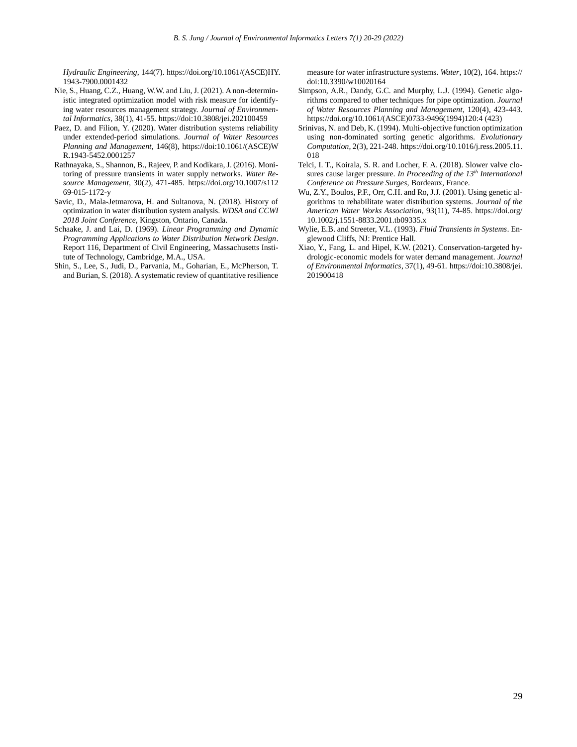*Hydraulic Engineering*, 144(7). https://doi.org/10.1061/(ASCE)HY.1943-7900.0001432

Nie, S., Huang, C.Z., Huang, W.W. and Liu, J. (2021). A non-deterministic integrated optimization model with risk measure for identifying water resources management strategy. *Journal of Environmental Informatics*, 38(1), 41-55. https://doi:10.3808/jei.202100459

Paez, D. and Filion, Y. (2020). Water distribution systems reliability under extended-period simulations. *Journal of Water Resources Planning and Management*, 146(8), https://doi:10.1061/(ASCE)WR.1943-5452.0001257

Rathnayaka, S., Shannon, B., Rajeev, P. and Kodikara, J. (2016). Monitoring of pressure transients in water supply networks. *Water Resource Management*, 30(2), 471-485. https://doi.org/10.1007/s11269-015-1172-y

Savic, D., Mala-Jetmarova, H. and Sultanova, N. (2018). History of optimization in water distribution system analysis. *WDSA and CCWI 2018 Joint Conference*, Kingston, Ontario, Canada.

Schaake, J. and Lai, D. (1969). *Linear Programming and Dynamic Programming Applications to Water Distribution Network Design*. Report 116, Department of Civil Engineering, Massachusetts Institute of Technology, Cambridge, M.A., USA.

Shin, S., Lee, S., Judi, D., Parvania, M., Goharian, E., McPherson, T. and Burian, S. (2018). A systematic review of quantitative resilience measure for water infrastructure systems. *Water*, 10(2), 164. https://doi:10.3390/w10020164

Simpson, A.R., Dandy, G.C. and Murphy, L.J. (1994). Genetic algorithms compared to other techniques for pipe optimization. *Journal of Water Resources Planning and Management*, 120(4), 423-443. https://doi.org/10.1061/(ASCE)0733-9496(1994)120:4 (423)

Srinivas, N. and Deb, K. (1994). Multi-objective function optimization using non-dominated sorting genetic algorithms. *Evolutionary Computation*, 2(3), 221-248. https://doi.org/10.1016/j.ress.2005.11.018

Telci, I. T., Koirala, S. R. and Locher, F. A. (2018). Slower valve closures cause larger pressure. *In Proceeding of the 13th International Conference on Pressure Surges*, Bordeaux, France.

Wu, Z.Y., Boulos, P.F., Orr, C.H. and Ro, J.J. (2001). Using genetic algorithms to rehabilitate water distribution systems. *Journal of the American Water Works Association*, 93(11), 74-85. https://doi.org/10.1002/j.1551-8833.2001.tb09335.x

Wylie, E.B. and Streeter, V.L. (1993). *Fluid Transients in Systems*. Englewood Cliffs, NJ: Prentice Hall.

Xiao, Y., Fang, L. and Hipel, K.W. (2021). Conservation-targeted hydrologic-economic models for water demand management. *Journal of Environmental Informatics*, 37(1), 49-61. https://doi:10.3808/jei.201900418